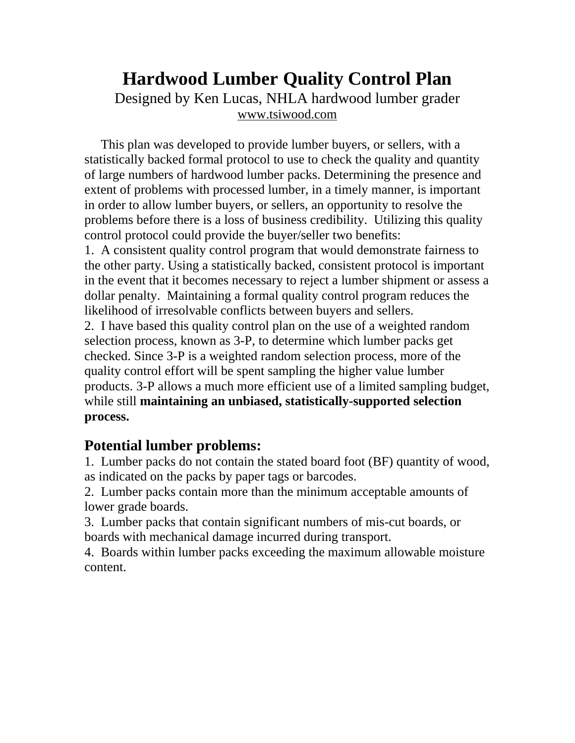# Hardwood Lumber Quality Control Plan

Designed by Ken Lucas, NHLA hardwood lumber grader

www.tsiwood.com

This plan was developed to provide lumber buyers, or sellers, with a statistically backed formal protocol to use to check the quality and quantity of large numbers of hardwood lumber packs. Determining the presence and extent of problems with processed lumber, in a timely manner, is important in order to allow lumber buyers, or sellers, an opportunity to resolve the problems before there is a loss of business credibility. Utilizing this quality control protocol could provide the buyer/seller two benefits:

1. A consistent quality control program that would demonstrate fairness to the other party. Using a statistically backed, consistent protocol is important in the event that it becomes necessary to reject a lumber shipment or assess a dollar penalty. Maintaining a formal quality control program reduces the likelihood of irresolvable conflicts between buyers and sellers.
2. I have based this quality control plan on the use of a weighted random selection process, known as 3-P, to determine which lumber packs get checked. Since 3-P is a weighted random selection process, more of the quality control effort will be spent sampling the higher value lumber products. 3-P allows a much more efficient use of a limited sampling budget, while still **maintaining an unbiased, statistically-supported selection process.**

## Potential lumber problems:

1. Lumber packs do not contain the stated board foot (BF) quantity of wood, as indicated on the packs by paper tags or barcodes.
2. Lumber packs contain more than the minimum acceptable amounts of lower grade boards.
3. Lumber packs that contain significant numbers of mis-cut boards, or boards with mechanical damage incurred during transport.
4. Boards within lumber packs exceeding the maximum allowable moisture content.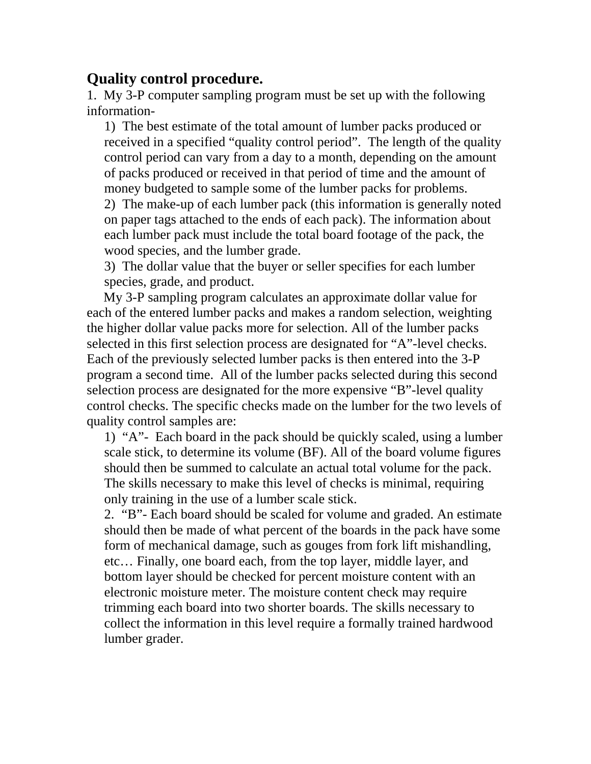## Quality control procedure.

1. My 3-P computer sampling program must be set up with the following information-

   1) The best estimate of the total amount of lumber packs produced or received in a specified "quality control period". The length of the quality control period can vary from a day to a month, depending on the amount of packs produced or received in that period of time and the amount of money budgeted to sample some of the lumber packs for problems.

   2) The make-up of each lumber pack (this information is generally noted on paper tags attached to the ends of each pack). The information about each lumber pack must include the total board footage of the pack, the wood species, and the lumber grade.

   3) The dollar value that the buyer or seller specifies for each lumber species, grade, and product.

   My 3-P sampling program calculates an approximate dollar value for each of the entered lumber packs and makes a random selection, weighting the higher dollar value packs more for selection. All of the lumber packs selected in this first selection process are designated for "A"-level checks. Each of the previously selected lumber packs is then entered into the 3-P program a second time. All of the lumber packs selected during this second selection process are designated for the more expensive "B"-level quality control checks. The specific checks made on the lumber for the two levels of quality control samples are:

   1) "A"- Each board in the pack should be quickly scaled, using a lumber scale stick, to determine its volume (BF). All of the board volume figures should then be summed to calculate an actual total volume for the pack. The skills necessary to make this level of checks is minimal, requiring only training in the use of a lumber scale stick.

   2. "B"- Each board should be scaled for volume and graded. An estimate should then be made of what percent of the boards in the pack have some form of mechanical damage, such as gouges from fork lift mishandling, etc… Finally, one board each, from the top layer, middle layer, and bottom layer should be checked for percent moisture content with an electronic moisture meter. The moisture content check may require trimming each board into two shorter boards. The skills necessary to collect the information in this level require a formally trained hardwood lumber grader.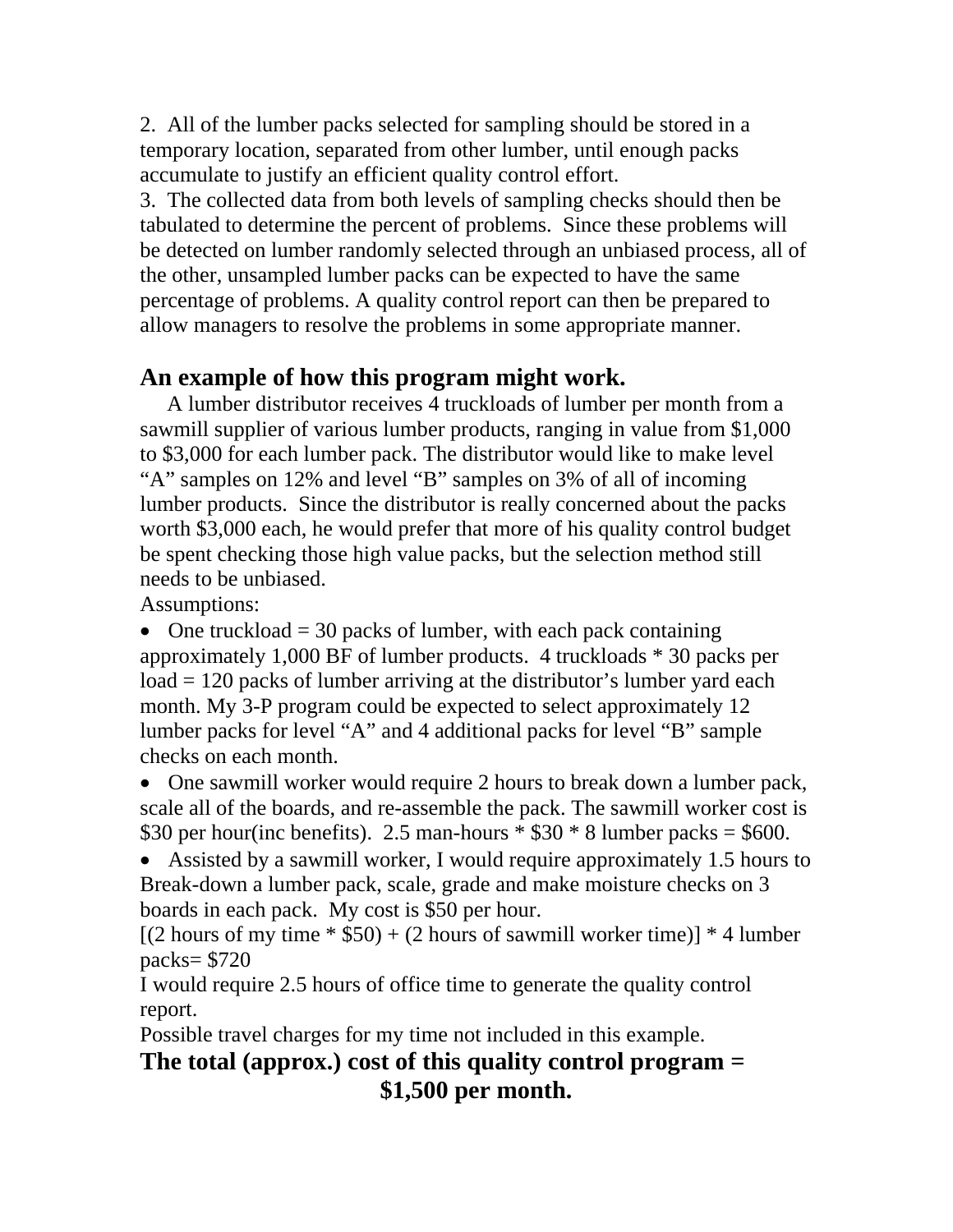2. All of the lumber packs selected for sampling should be stored in a temporary location, separated from other lumber, until enough packs accumulate to justify an efficient quality control effort.

3. The collected data from both levels of sampling checks should then be tabulated to determine the percent of problems. Since these problems will be detected on lumber randomly selected through an unbiased process, all of the other, unsampled lumber packs can be expected to have the same percentage of problems. A quality control report can then be prepared to allow managers to resolve the problems in some appropriate manner.

## An example of how this program might work.

A lumber distributor receives 4 truckloads of lumber per month from a sawmill supplier of various lumber products, ranging in value from $1,000 to $3,000 for each lumber pack. The distributor would like to make level "A" samples on 12% and level "B" samples on 3% of all of incoming lumber products. Since the distributor is really concerned about the packs worth $3,000 each, he would prefer that more of his quality control budget be spent checking those high value packs, but the selection method still needs to be unbiased.

Assumptions:

- One truckload = 30 packs of lumber, with each pack containing approximately 1,000 BF of lumber products. 4 truckloads * 30 packs per load = 120 packs of lumber arriving at the distributor's lumber yard each month. My 3-P program could be expected to select approximately 12 lumber packs for level "A" and 4 additional packs for level "B" sample checks on each month.
- One sawmill worker would require 2 hours to break down a lumber pack, scale all of the boards, and re-assemble the pack. The sawmill worker cost is $30 per hour(inc benefits). 2.5 man-hours * $30 * 8 lumber packs = $600.
- Assisted by a sawmill worker, I would require approximately 1.5 hours to Break-down a lumber pack, scale, grade and make moisture checks on 3 boards in each pack. My cost is $50 per hour.

[(2 hours of my time * $50) + (2 hours of sawmill worker time)] * 4 lumber packs= $720

I would require 2.5 hours of office time to generate the quality control report.

Possible travel charges for my time not included in this example.

**The total (approx.) cost of this quality control program = $1,500 per month.**